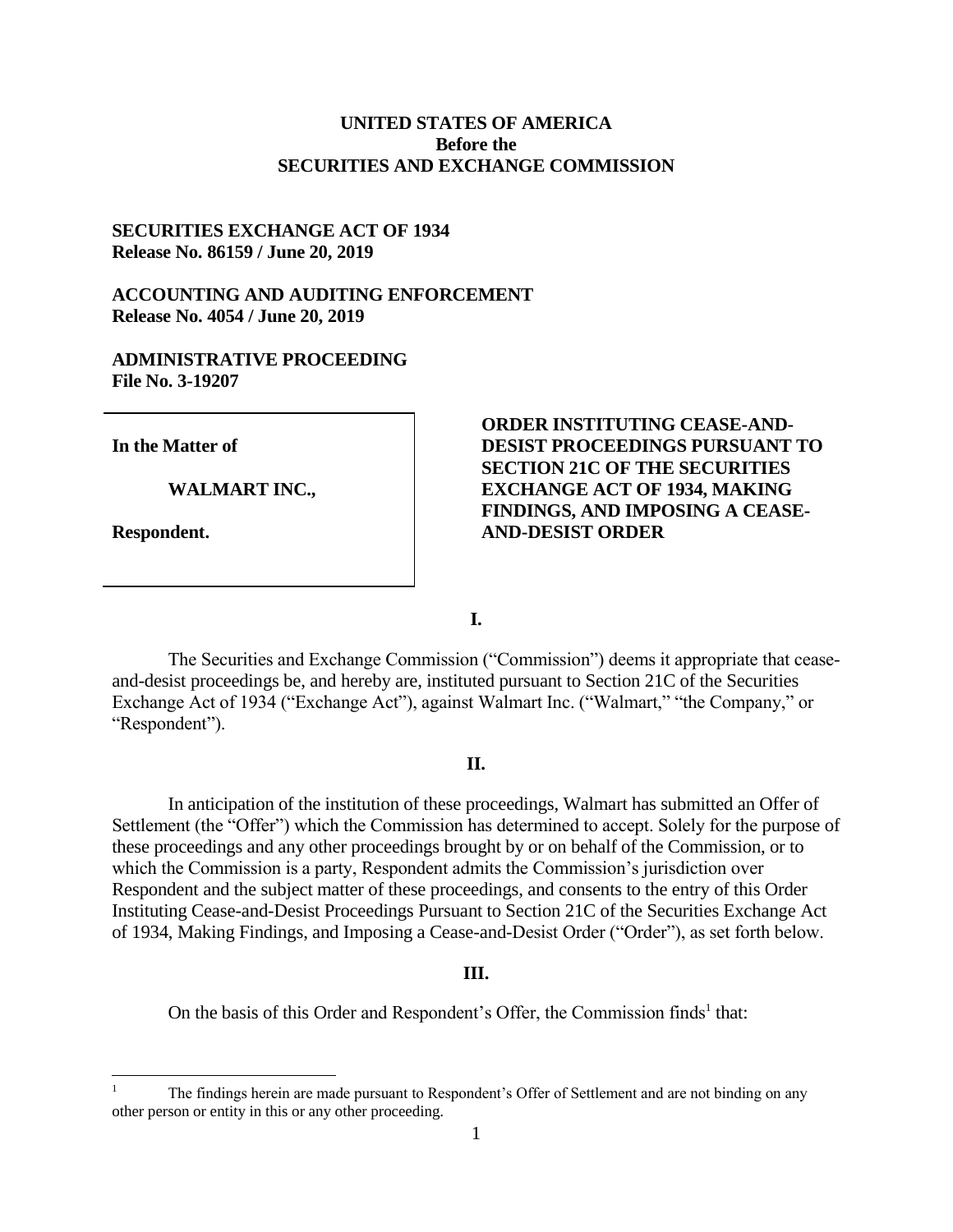**UNITED STATES OF AMERICA**
**Before the**
**SECURITIES AND EXCHANGE COMMISSION**

**SECURITIES EXCHANGE ACT OF 1934**
**Release No. 86159 / June 20, 2019**

**ACCOUNTING AND AUDITING ENFORCEMENT**
**Release No. 4054 / June 20, 2019**

**ADMINISTRATIVE PROCEEDING**
**File No. 3-19207**

| | |
|---|---|
| **In the Matter of**<br><br>**WALMART INC.,**<br><br>**Respondent.** | **ORDER INSTITUTING CEASE-AND-DESIST PROCEEDINGS PURSUANT TO SECTION 21C OF THE SECURITIES EXCHANGE ACT OF 1934, MAKING FINDINGS, AND IMPOSING A CEASE-AND-DESIST ORDER** |

**I.**

The Securities and Exchange Commission ("Commission") deems it appropriate that cease-and-desist proceedings be, and hereby are, instituted pursuant to Section 21C of the Securities Exchange Act of 1934 ("Exchange Act"), against Walmart Inc. ("Walmart," "the Company," or "Respondent").

**II.**

In anticipation of the institution of these proceedings, Walmart has submitted an Offer of Settlement (the "Offer") which the Commission has determined to accept. Solely for the purpose of these proceedings and any other proceedings brought by or on behalf of the Commission, or to which the Commission is a party, Respondent admits the Commission's jurisdiction over Respondent and the subject matter of these proceedings, and consents to the entry of this Order Instituting Cease-and-Desist Proceedings Pursuant to Section 21C of the Securities Exchange Act of 1934, Making Findings, and Imposing a Cease-and-Desist Order ("Order"), as set forth below.

**III.**

On the basis of this Order and Respondent's Offer, the Commission finds[1] that:

[1] The findings herein are made pursuant to Respondent's Offer of Settlement and are not binding on any other person or entity in this or any other proceeding.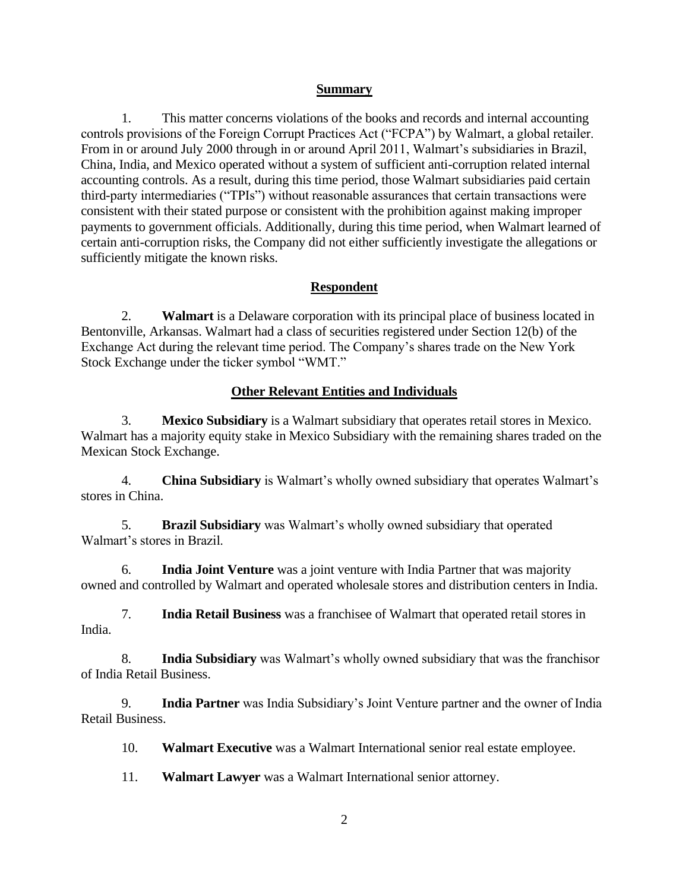## Summary

1. This matter concerns violations of the books and records and internal accounting controls provisions of the Foreign Corrupt Practices Act ("FCPA") by Walmart, a global retailer. From in or around July 2000 through in or around April 2011, Walmart's subsidiaries in Brazil, China, India, and Mexico operated without a system of sufficient anti-corruption related internal accounting controls. As a result, during this time period, those Walmart subsidiaries paid certain third-party intermediaries ("TPIs") without reasonable assurances that certain transactions were consistent with their stated purpose or consistent with the prohibition against making improper payments to government officials. Additionally, during this time period, when Walmart learned of certain anti-corruption risks, the Company did not either sufficiently investigate the allegations or sufficiently mitigate the known risks.

## Respondent

2. **Walmart** is a Delaware corporation with its principal place of business located in Bentonville, Arkansas. Walmart had a class of securities registered under Section 12(b) of the Exchange Act during the relevant time period. The Company's shares trade on the New York Stock Exchange under the ticker symbol "WMT."

## Other Relevant Entities and Individuals

3. **Mexico Subsidiary** is a Walmart subsidiary that operates retail stores in Mexico. Walmart has a majority equity stake in Mexico Subsidiary with the remaining shares traded on the Mexican Stock Exchange.

4. **China Subsidiary** is Walmart's wholly owned subsidiary that operates Walmart's stores in China.

5. **Brazil Subsidiary** was Walmart's wholly owned subsidiary that operated Walmart's stores in Brazil.

6. **India Joint Venture** was a joint venture with India Partner that was majority owned and controlled by Walmart and operated wholesale stores and distribution centers in India.

7. **India Retail Business** was a franchisee of Walmart that operated retail stores in India.

8. **India Subsidiary** was Walmart's wholly owned subsidiary that was the franchisor of India Retail Business.

9. **India Partner** was India Subsidiary's Joint Venture partner and the owner of India Retail Business.

10. **Walmart Executive** was a Walmart International senior real estate employee.

11. **Walmart Lawyer** was a Walmart International senior attorney.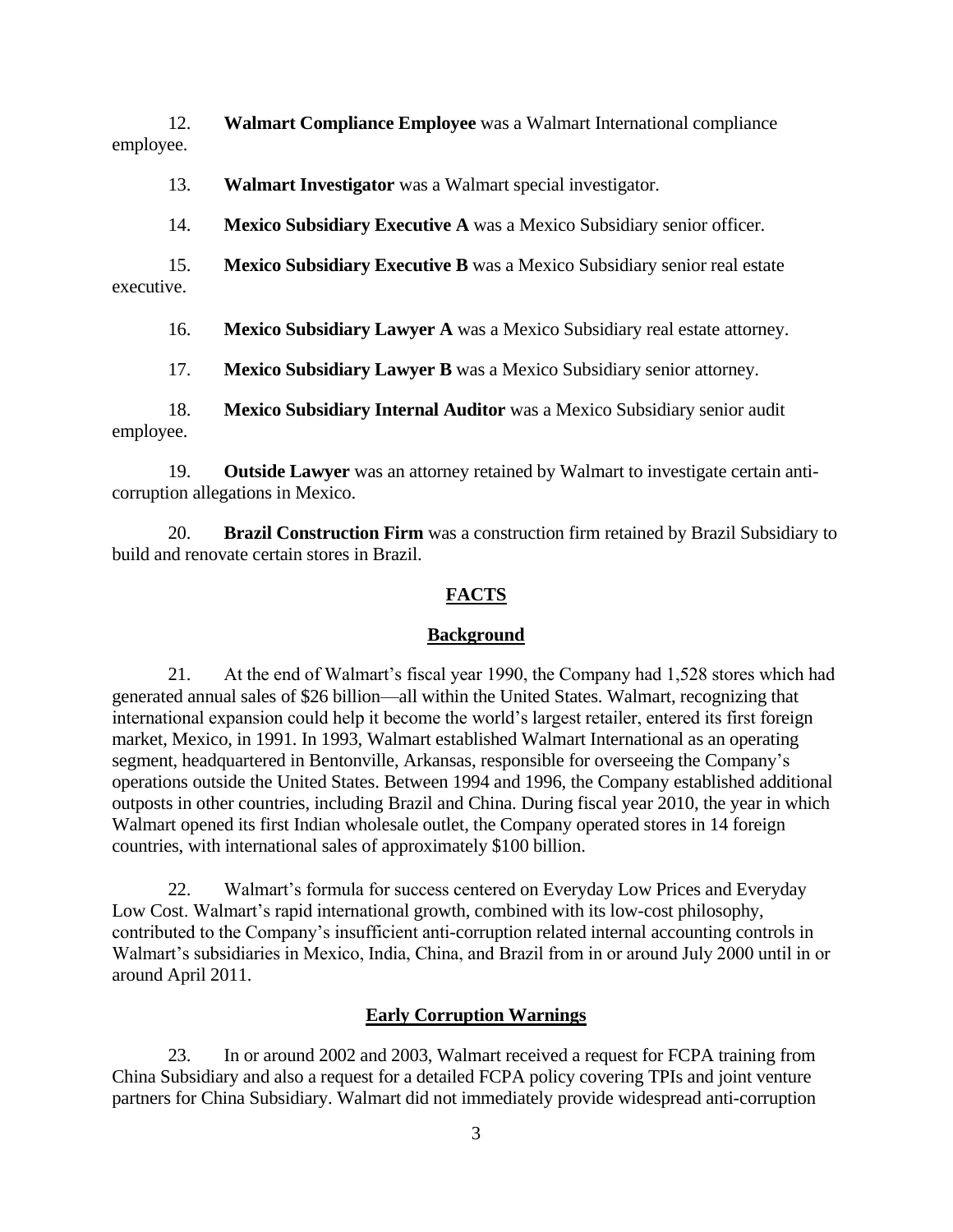12. **Walmart Compliance Employee** was a Walmart International compliance employee.

13. **Walmart Investigator** was a Walmart special investigator.

14. **Mexico Subsidiary Executive A** was a Mexico Subsidiary senior officer.

15. **Mexico Subsidiary Executive B** was a Mexico Subsidiary senior real estate executive.

16. **Mexico Subsidiary Lawyer A** was a Mexico Subsidiary real estate attorney.

17. **Mexico Subsidiary Lawyer B** was a Mexico Subsidiary senior attorney.

18. **Mexico Subsidiary Internal Auditor** was a Mexico Subsidiary senior audit employee.

19. **Outside Lawyer** was an attorney retained by Walmart to investigate certain anti-corruption allegations in Mexico.

20. **Brazil Construction Firm** was a construction firm retained by Brazil Subsidiary to build and renovate certain stores in Brazil.

## FACTS

### Background

21. At the end of Walmart's fiscal year 1990, the Company had 1,528 stores which had generated annual sales of $26 billion—all within the United States. Walmart, recognizing that international expansion could help it become the world's largest retailer, entered its first foreign market, Mexico, in 1991. In 1993, Walmart established Walmart International as an operating segment, headquartered in Bentonville, Arkansas, responsible for overseeing the Company's operations outside the United States. Between 1994 and 1996, the Company established additional outposts in other countries, including Brazil and China. During fiscal year 2010, the year in which Walmart opened its first Indian wholesale outlet, the Company operated stores in 14 foreign countries, with international sales of approximately $100 billion.

22. Walmart's formula for success centered on Everyday Low Prices and Everyday Low Cost. Walmart's rapid international growth, combined with its low-cost philosophy, contributed to the Company's insufficient anti-corruption related internal accounting controls in Walmart's subsidiaries in Mexico, India, China, and Brazil from in or around July 2000 until in or around April 2011.

### Early Corruption Warnings

23. In or around 2002 and 2003, Walmart received a request for FCPA training from China Subsidiary and also a request for a detailed FCPA policy covering TPIs and joint venture partners for China Subsidiary. Walmart did not immediately provide widespread anti-corruption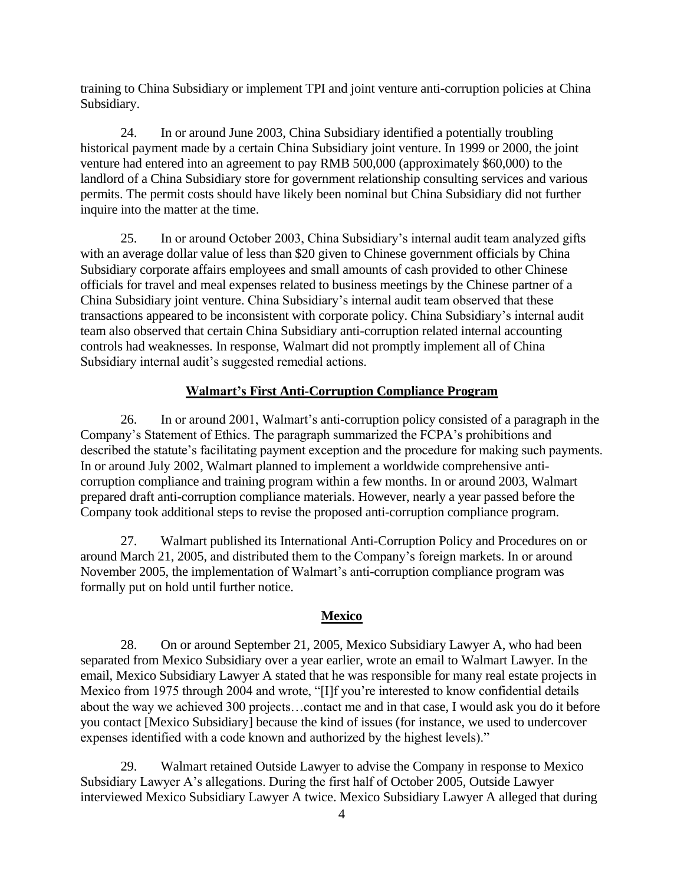training to China Subsidiary or implement TPI and joint venture anti-corruption policies at China Subsidiary.

24. In or around June 2003, China Subsidiary identified a potentially troubling historical payment made by a certain China Subsidiary joint venture. In 1999 or 2000, the joint venture had entered into an agreement to pay RMB 500,000 (approximately $60,000) to the landlord of a China Subsidiary store for government relationship consulting services and various permits. The permit costs should have likely been nominal but China Subsidiary did not further inquire into the matter at the time.

25. In or around October 2003, China Subsidiary's internal audit team analyzed gifts with an average dollar value of less than $20 given to Chinese government officials by China Subsidiary corporate affairs employees and small amounts of cash provided to other Chinese officials for travel and meal expenses related to business meetings by the Chinese partner of a China Subsidiary joint venture. China Subsidiary's internal audit team observed that these transactions appeared to be inconsistent with corporate policy. China Subsidiary's internal audit team also observed that certain China Subsidiary anti-corruption related internal accounting controls had weaknesses. In response, Walmart did not promptly implement all of China Subsidiary internal audit's suggested remedial actions.

## Walmart's First Anti-Corruption Compliance Program

26. In or around 2001, Walmart's anti-corruption policy consisted of a paragraph in the Company's Statement of Ethics. The paragraph summarized the FCPA's prohibitions and described the statute's facilitating payment exception and the procedure for making such payments. In or around July 2002, Walmart planned to implement a worldwide comprehensive anti-corruption compliance and training program within a few months. In or around 2003, Walmart prepared draft anti-corruption compliance materials. However, nearly a year passed before the Company took additional steps to revise the proposed anti-corruption compliance program.

27. Walmart published its International Anti-Corruption Policy and Procedures on or around March 21, 2005, and distributed them to the Company's foreign markets. In or around November 2005, the implementation of Walmart's anti-corruption compliance program was formally put on hold until further notice.

## Mexico

28. On or around September 21, 2005, Mexico Subsidiary Lawyer A, who had been separated from Mexico Subsidiary over a year earlier, wrote an email to Walmart Lawyer. In the email, Mexico Subsidiary Lawyer A stated that he was responsible for many real estate projects in Mexico from 1975 through 2004 and wrote, "[I]f you're interested to know confidential details about the way we achieved 300 projects…contact me and in that case, I would ask you do it before you contact [Mexico Subsidiary] because the kind of issues (for instance, we used to undercover expenses identified with a code known and authorized by the highest levels)."

29. Walmart retained Outside Lawyer to advise the Company in response to Mexico Subsidiary Lawyer A's allegations. During the first half of October 2005, Outside Lawyer interviewed Mexico Subsidiary Lawyer A twice. Mexico Subsidiary Lawyer A alleged that during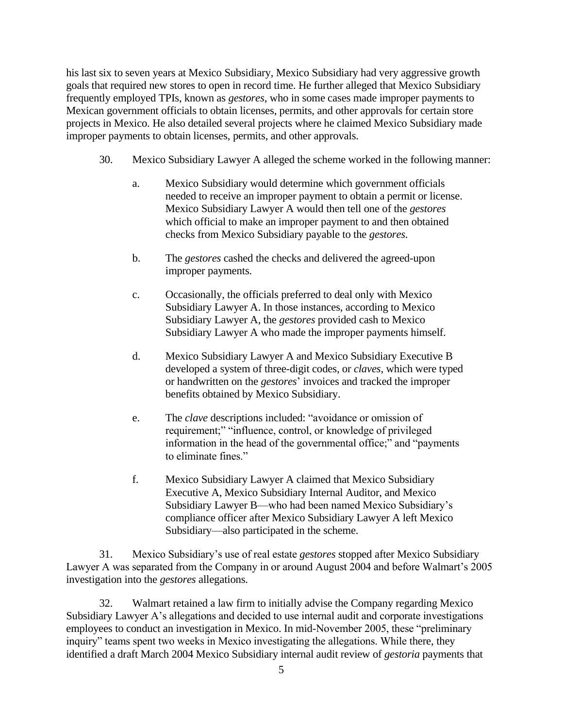his last six to seven years at Mexico Subsidiary, Mexico Subsidiary had very aggressive growth goals that required new stores to open in record time. He further alleged that Mexico Subsidiary frequently employed TPIs, known as *gestores*, who in some cases made improper payments to Mexican government officials to obtain licenses, permits, and other approvals for certain store projects in Mexico. He also detailed several projects where he claimed Mexico Subsidiary made improper payments to obtain licenses, permits, and other approvals.

30. Mexico Subsidiary Lawyer A alleged the scheme worked in the following manner:

  a. Mexico Subsidiary would determine which government officials needed to receive an improper payment to obtain a permit or license. Mexico Subsidiary Lawyer A would then tell one of the *gestores* which official to make an improper payment to and then obtained checks from Mexico Subsidiary payable to the *gestores*.

  b. The *gestores* cashed the checks and delivered the agreed-upon improper payments.

  c. Occasionally, the officials preferred to deal only with Mexico Subsidiary Lawyer A. In those instances, according to Mexico Subsidiary Lawyer A, the *gestores* provided cash to Mexico Subsidiary Lawyer A who made the improper payments himself.

  d. Mexico Subsidiary Lawyer A and Mexico Subsidiary Executive B developed a system of three-digit codes, or *claves*, which were typed or handwritten on the *gestores*' invoices and tracked the improper benefits obtained by Mexico Subsidiary.

  e. The *clave* descriptions included: "avoidance or omission of requirement;" "influence, control, or knowledge of privileged information in the head of the governmental office;" and "payments to eliminate fines."

  f. Mexico Subsidiary Lawyer A claimed that Mexico Subsidiary Executive A, Mexico Subsidiary Internal Auditor, and Mexico Subsidiary Lawyer B—who had been named Mexico Subsidiary's compliance officer after Mexico Subsidiary Lawyer A left Mexico Subsidiary—also participated in the scheme.

31. Mexico Subsidiary's use of real estate *gestores* stopped after Mexico Subsidiary Lawyer A was separated from the Company in or around August 2004 and before Walmart's 2005 investigation into the *gestores* allegations.

32. Walmart retained a law firm to initially advise the Company regarding Mexico Subsidiary Lawyer A's allegations and decided to use internal audit and corporate investigations employees to conduct an investigation in Mexico. In mid-November 2005, these "preliminary inquiry" teams spent two weeks in Mexico investigating the allegations. While there, they identified a draft March 2004 Mexico Subsidiary internal audit review of *gestoria* payments that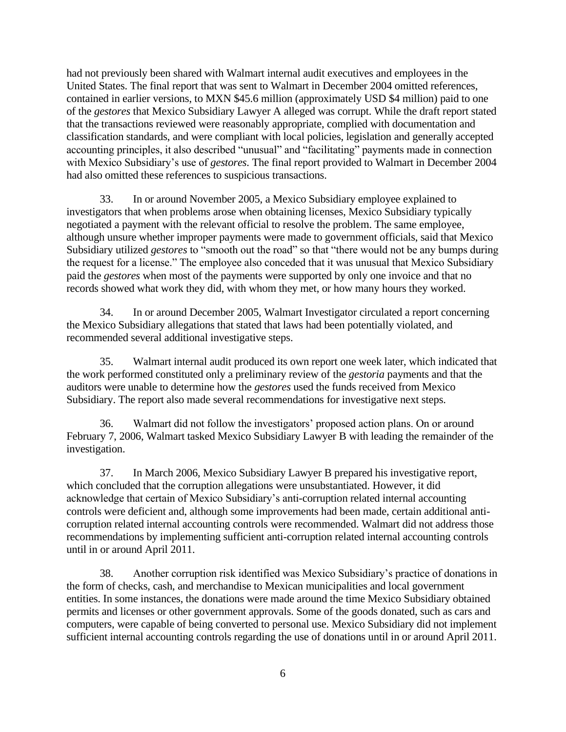had not previously been shared with Walmart internal audit executives and employees in the United States. The final report that was sent to Walmart in December 2004 omitted references, contained in earlier versions, to MXN $45.6 million (approximately USD $4 million) paid to one of the *gestores* that Mexico Subsidiary Lawyer A alleged was corrupt. While the draft report stated that the transactions reviewed were reasonably appropriate, complied with documentation and classification standards, and were compliant with local policies, legislation and generally accepted accounting principles, it also described "unusual" and "facilitating" payments made in connection with Mexico Subsidiary's use of *gestores*. The final report provided to Walmart in December 2004 had also omitted these references to suspicious transactions.

33. In or around November 2005, a Mexico Subsidiary employee explained to investigators that when problems arose when obtaining licenses, Mexico Subsidiary typically negotiated a payment with the relevant official to resolve the problem. The same employee, although unsure whether improper payments were made to government officials, said that Mexico Subsidiary utilized *gestores* to "smooth out the road" so that "there would not be any bumps during the request for a license." The employee also conceded that it was unusual that Mexico Subsidiary paid the *gestores* when most of the payments were supported by only one invoice and that no records showed what work they did, with whom they met, or how many hours they worked.

34. In or around December 2005, Walmart Investigator circulated a report concerning the Mexico Subsidiary allegations that stated that laws had been potentially violated, and recommended several additional investigative steps.

35. Walmart internal audit produced its own report one week later, which indicated that the work performed constituted only a preliminary review of the *gestoria* payments and that the auditors were unable to determine how the *gestores* used the funds received from Mexico Subsidiary. The report also made several recommendations for investigative next steps.

36. Walmart did not follow the investigators' proposed action plans. On or around February 7, 2006, Walmart tasked Mexico Subsidiary Lawyer B with leading the remainder of the investigation.

37. In March 2006, Mexico Subsidiary Lawyer B prepared his investigative report, which concluded that the corruption allegations were unsubstantiated. However, it did acknowledge that certain of Mexico Subsidiary's anti-corruption related internal accounting controls were deficient and, although some improvements had been made, certain additional anti-corruption related internal accounting controls were recommended. Walmart did not address those recommendations by implementing sufficient anti-corruption related internal accounting controls until in or around April 2011.

38. Another corruption risk identified was Mexico Subsidiary's practice of donations in the form of checks, cash, and merchandise to Mexican municipalities and local government entities. In some instances, the donations were made around the time Mexico Subsidiary obtained permits and licenses or other government approvals. Some of the goods donated, such as cars and computers, were capable of being converted to personal use. Mexico Subsidiary did not implement sufficient internal accounting controls regarding the use of donations until in or around April 2011.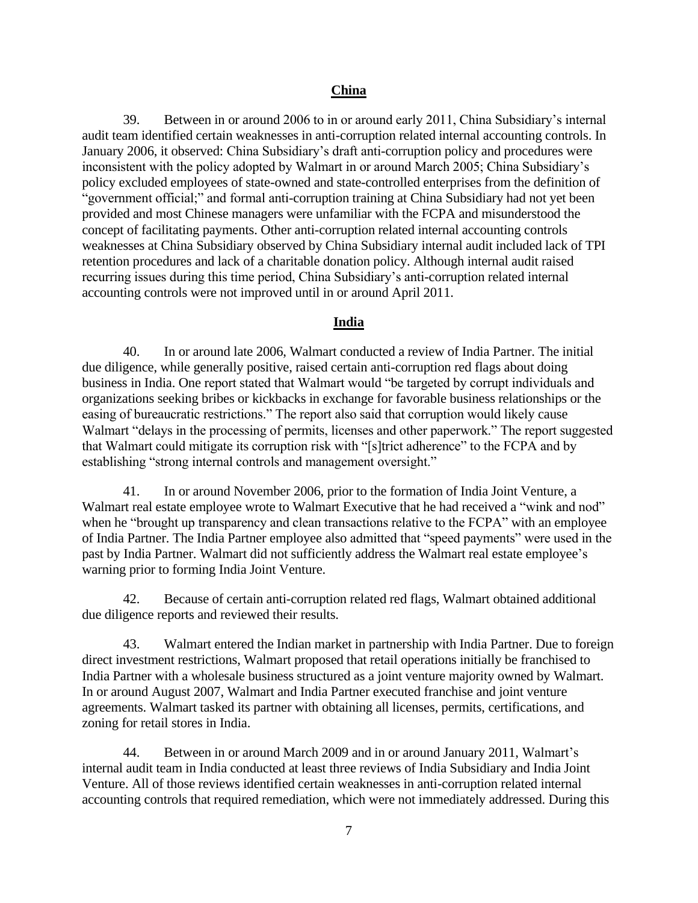## China

39. Between in or around 2006 to in or around early 2011, China Subsidiary's internal audit team identified certain weaknesses in anti-corruption related internal accounting controls. In January 2006, it observed: China Subsidiary's draft anti-corruption policy and procedures were inconsistent with the policy adopted by Walmart in or around March 2005; China Subsidiary's policy excluded employees of state-owned and state-controlled enterprises from the definition of "government official;" and formal anti-corruption training at China Subsidiary had not yet been provided and most Chinese managers were unfamiliar with the FCPA and misunderstood the concept of facilitating payments. Other anti-corruption related internal accounting controls weaknesses at China Subsidiary observed by China Subsidiary internal audit included lack of TPI retention procedures and lack of a charitable donation policy. Although internal audit raised recurring issues during this time period, China Subsidiary's anti-corruption related internal accounting controls were not improved until in or around April 2011.

## India

40. In or around late 2006, Walmart conducted a review of India Partner. The initial due diligence, while generally positive, raised certain anti-corruption red flags about doing business in India. One report stated that Walmart would "be targeted by corrupt individuals and organizations seeking bribes or kickbacks in exchange for favorable business relationships or the easing of bureaucratic restrictions." The report also said that corruption would likely cause Walmart "delays in the processing of permits, licenses and other paperwork." The report suggested that Walmart could mitigate its corruption risk with "[s]trict adherence" to the FCPA and by establishing "strong internal controls and management oversight."

41. In or around November 2006, prior to the formation of India Joint Venture, a Walmart real estate employee wrote to Walmart Executive that he had received a "wink and nod" when he "brought up transparency and clean transactions relative to the FCPA" with an employee of India Partner. The India Partner employee also admitted that "speed payments" were used in the past by India Partner. Walmart did not sufficiently address the Walmart real estate employee's warning prior to forming India Joint Venture.

42. Because of certain anti-corruption related red flags, Walmart obtained additional due diligence reports and reviewed their results.

43. Walmart entered the Indian market in partnership with India Partner. Due to foreign direct investment restrictions, Walmart proposed that retail operations initially be franchised to India Partner with a wholesale business structured as a joint venture majority owned by Walmart. In or around August 2007, Walmart and India Partner executed franchise and joint venture agreements. Walmart tasked its partner with obtaining all licenses, permits, certifications, and zoning for retail stores in India.

44. Between in or around March 2009 and in or around January 2011, Walmart's internal audit team in India conducted at least three reviews of India Subsidiary and India Joint Venture. All of those reviews identified certain weaknesses in anti-corruption related internal accounting controls that required remediation, which were not immediately addressed. During this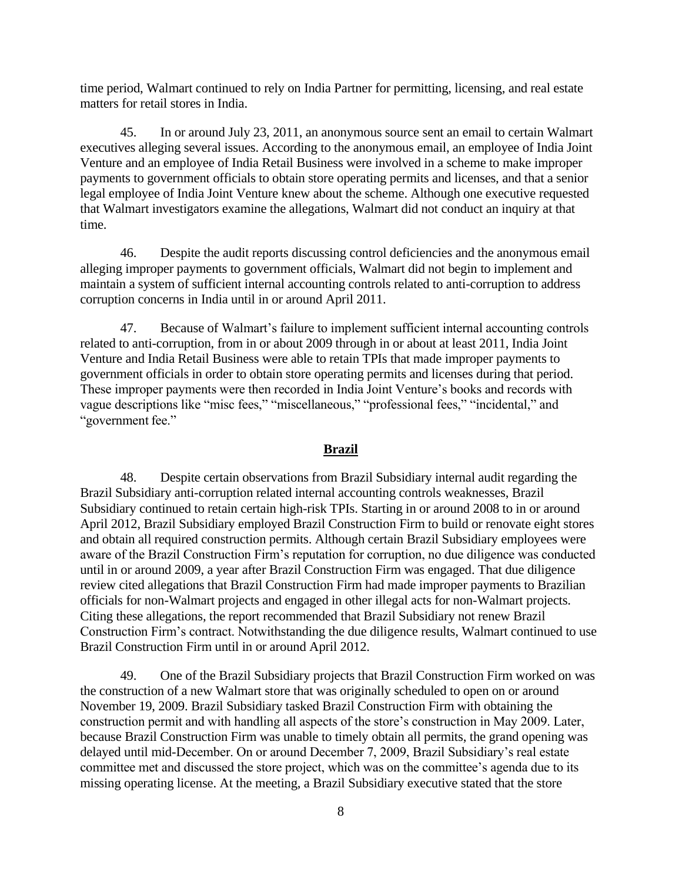time period, Walmart continued to rely on India Partner for permitting, licensing, and real estate matters for retail stores in India.

45. In or around July 23, 2011, an anonymous source sent an email to certain Walmart executives alleging several issues. According to the anonymous email, an employee of India Joint Venture and an employee of India Retail Business were involved in a scheme to make improper payments to government officials to obtain store operating permits and licenses, and that a senior legal employee of India Joint Venture knew about the scheme. Although one executive requested that Walmart investigators examine the allegations, Walmart did not conduct an inquiry at that time.

46. Despite the audit reports discussing control deficiencies and the anonymous email alleging improper payments to government officials, Walmart did not begin to implement and maintain a system of sufficient internal accounting controls related to anti-corruption to address corruption concerns in India until in or around April 2011.

47. Because of Walmart's failure to implement sufficient internal accounting controls related to anti-corruption, from in or about 2009 through in or about at least 2011, India Joint Venture and India Retail Business were able to retain TPIs that made improper payments to government officials in order to obtain store operating permits and licenses during that period. These improper payments were then recorded in India Joint Venture's books and records with vague descriptions like "misc fees," "miscellaneous," "professional fees," "incidental," and "government fee."

## Brazil

48. Despite certain observations from Brazil Subsidiary internal audit regarding the Brazil Subsidiary anti-corruption related internal accounting controls weaknesses, Brazil Subsidiary continued to retain certain high-risk TPIs. Starting in or around 2008 to in or around April 2012, Brazil Subsidiary employed Brazil Construction Firm to build or renovate eight stores and obtain all required construction permits. Although certain Brazil Subsidiary employees were aware of the Brazil Construction Firm's reputation for corruption, no due diligence was conducted until in or around 2009, a year after Brazil Construction Firm was engaged. That due diligence review cited allegations that Brazil Construction Firm had made improper payments to Brazilian officials for non-Walmart projects and engaged in other illegal acts for non-Walmart projects. Citing these allegations, the report recommended that Brazil Subsidiary not renew Brazil Construction Firm's contract. Notwithstanding the due diligence results, Walmart continued to use Brazil Construction Firm until in or around April 2012.

49. One of the Brazil Subsidiary projects that Brazil Construction Firm worked on was the construction of a new Walmart store that was originally scheduled to open on or around November 19, 2009. Brazil Subsidiary tasked Brazil Construction Firm with obtaining the construction permit and with handling all aspects of the store's construction in May 2009. Later, because Brazil Construction Firm was unable to timely obtain all permits, the grand opening was delayed until mid-December. On or around December 7, 2009, Brazil Subsidiary's real estate committee met and discussed the store project, which was on the committee's agenda due to its missing operating license. At the meeting, a Brazil Subsidiary executive stated that the store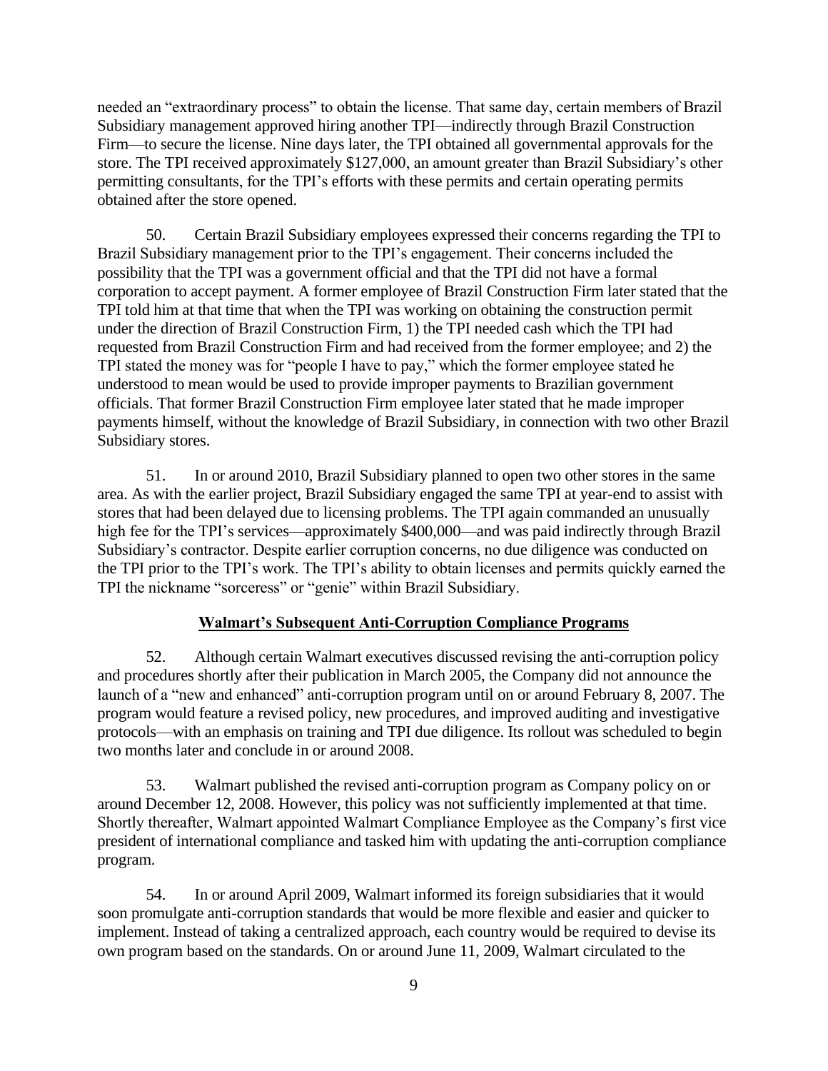needed an "extraordinary process" to obtain the license. That same day, certain members of Brazil Subsidiary management approved hiring another TPI—indirectly through Brazil Construction Firm—to secure the license. Nine days later, the TPI obtained all governmental approvals for the store. The TPI received approximately $127,000, an amount greater than Brazil Subsidiary's other permitting consultants, for the TPI's efforts with these permits and certain operating permits obtained after the store opened.

50. Certain Brazil Subsidiary employees expressed their concerns regarding the TPI to Brazil Subsidiary management prior to the TPI's engagement. Their concerns included the possibility that the TPI was a government official and that the TPI did not have a formal corporation to accept payment. A former employee of Brazil Construction Firm later stated that the TPI told him at that time that when the TPI was working on obtaining the construction permit under the direction of Brazil Construction Firm, 1) the TPI needed cash which the TPI had requested from Brazil Construction Firm and had received from the former employee; and 2) the TPI stated the money was for "people I have to pay," which the former employee stated he understood to mean would be used to provide improper payments to Brazilian government officials. That former Brazil Construction Firm employee later stated that he made improper payments himself, without the knowledge of Brazil Subsidiary, in connection with two other Brazil Subsidiary stores.

51. In or around 2010, Brazil Subsidiary planned to open two other stores in the same area. As with the earlier project, Brazil Subsidiary engaged the same TPI at year-end to assist with stores that had been delayed due to licensing problems. The TPI again commanded an unusually high fee for the TPI's services—approximately $400,000—and was paid indirectly through Brazil Subsidiary's contractor. Despite earlier corruption concerns, no due diligence was conducted on the TPI prior to the TPI's work. The TPI's ability to obtain licenses and permits quickly earned the TPI the nickname "sorceress" or "genie" within Brazil Subsidiary.

## Walmart's Subsequent Anti-Corruption Compliance Programs

52. Although certain Walmart executives discussed revising the anti-corruption policy and procedures shortly after their publication in March 2005, the Company did not announce the launch of a "new and enhanced" anti-corruption program until on or around February 8, 2007. The program would feature a revised policy, new procedures, and improved auditing and investigative protocols—with an emphasis on training and TPI due diligence. Its rollout was scheduled to begin two months later and conclude in or around 2008.

53. Walmart published the revised anti-corruption program as Company policy on or around December 12, 2008. However, this policy was not sufficiently implemented at that time. Shortly thereafter, Walmart appointed Walmart Compliance Employee as the Company's first vice president of international compliance and tasked him with updating the anti-corruption compliance program.

54. In or around April 2009, Walmart informed its foreign subsidiaries that it would soon promulgate anti-corruption standards that would be more flexible and easier and quicker to implement. Instead of taking a centralized approach, each country would be required to devise its own program based on the standards. On or around June 11, 2009, Walmart circulated to the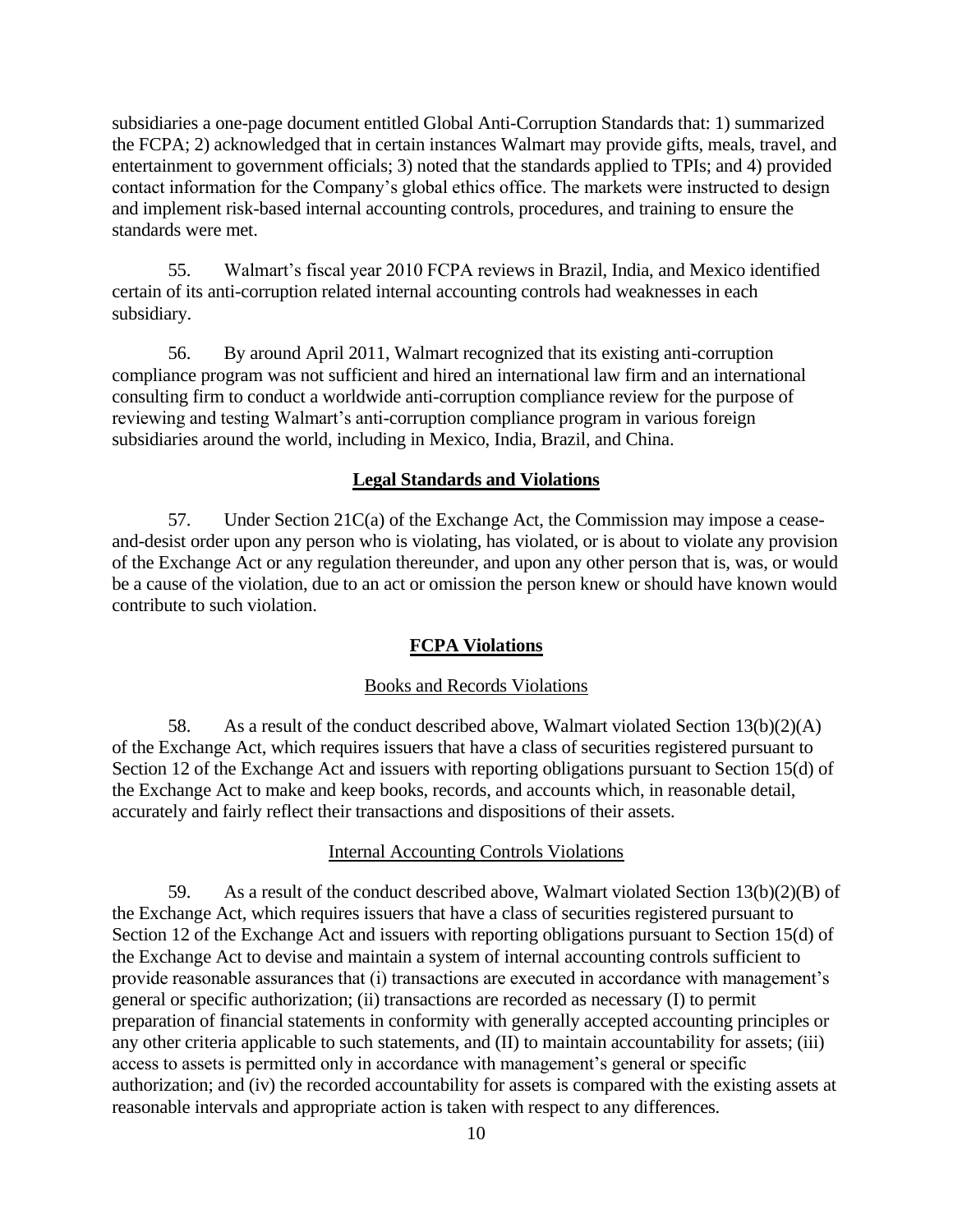subsidiaries a one-page document entitled Global Anti-Corruption Standards that: 1) summarized the FCPA; 2) acknowledged that in certain instances Walmart may provide gifts, meals, travel, and entertainment to government officials; 3) noted that the standards applied to TPIs; and 4) provided contact information for the Company's global ethics office. The markets were instructed to design and implement risk-based internal accounting controls, procedures, and training to ensure the standards were met.

55. Walmart's fiscal year 2010 FCPA reviews in Brazil, India, and Mexico identified certain of its anti-corruption related internal accounting controls had weaknesses in each subsidiary.

56. By around April 2011, Walmart recognized that its existing anti-corruption compliance program was not sufficient and hired an international law firm and an international consulting firm to conduct a worldwide anti-corruption compliance review for the purpose of reviewing and testing Walmart's anti-corruption compliance program in various foreign subsidiaries around the world, including in Mexico, India, Brazil, and China.

## **Legal Standards and Violations**

57. Under Section 21C(a) of the Exchange Act, the Commission may impose a cease-and-desist order upon any person who is violating, has violated, or is about to violate any provision of the Exchange Act or any regulation thereunder, and upon any other person that is, was, or would be a cause of the violation, due to an act or omission the person knew or should have known would contribute to such violation.

## **FCPA Violations**

### Books and Records Violations

58. As a result of the conduct described above, Walmart violated Section 13(b)(2)(A) of the Exchange Act, which requires issuers that have a class of securities registered pursuant to Section 12 of the Exchange Act and issuers with reporting obligations pursuant to Section 15(d) of the Exchange Act to make and keep books, records, and accounts which, in reasonable detail, accurately and fairly reflect their transactions and dispositions of their assets.

### Internal Accounting Controls Violations

59. As a result of the conduct described above, Walmart violated Section 13(b)(2)(B) of the Exchange Act, which requires issuers that have a class of securities registered pursuant to Section 12 of the Exchange Act and issuers with reporting obligations pursuant to Section 15(d) of the Exchange Act to devise and maintain a system of internal accounting controls sufficient to provide reasonable assurances that (i) transactions are executed in accordance with management's general or specific authorization; (ii) transactions are recorded as necessary (I) to permit preparation of financial statements in conformity with generally accepted accounting principles or any other criteria applicable to such statements, and (II) to maintain accountability for assets; (iii) access to assets is permitted only in accordance with management's general or specific authorization; and (iv) the recorded accountability for assets is compared with the existing assets at reasonable intervals and appropriate action is taken with respect to any differences.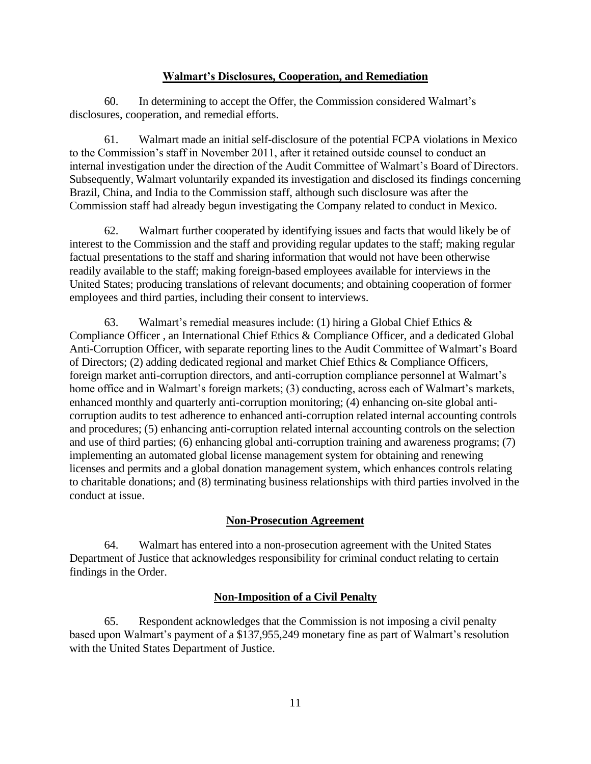## Walmart's Disclosures, Cooperation, and Remediation

60. In determining to accept the Offer, the Commission considered Walmart's disclosures, cooperation, and remedial efforts.

61. Walmart made an initial self-disclosure of the potential FCPA violations in Mexico to the Commission's staff in November 2011, after it retained outside counsel to conduct an internal investigation under the direction of the Audit Committee of Walmart's Board of Directors. Subsequently, Walmart voluntarily expanded its investigation and disclosed its findings concerning Brazil, China, and India to the Commission staff, although such disclosure was after the Commission staff had already begun investigating the Company related to conduct in Mexico.

62. Walmart further cooperated by identifying issues and facts that would likely be of interest to the Commission and the staff and providing regular updates to the staff; making regular factual presentations to the staff and sharing information that would not have been otherwise readily available to the staff; making foreign-based employees available for interviews in the United States; producing translations of relevant documents; and obtaining cooperation of former employees and third parties, including their consent to interviews.

63. Walmart's remedial measures include: (1) hiring a Global Chief Ethics & Compliance Officer , an International Chief Ethics & Compliance Officer, and a dedicated Global Anti-Corruption Officer, with separate reporting lines to the Audit Committee of Walmart's Board of Directors; (2) adding dedicated regional and market Chief Ethics & Compliance Officers, foreign market anti-corruption directors, and anti-corruption compliance personnel at Walmart's home office and in Walmart's foreign markets; (3) conducting, across each of Walmart's markets, enhanced monthly and quarterly anti-corruption monitoring; (4) enhancing on-site global anti-corruption audits to test adherence to enhanced anti-corruption related internal accounting controls and procedures; (5) enhancing anti-corruption related internal accounting controls on the selection and use of third parties; (6) enhancing global anti-corruption training and awareness programs; (7) implementing an automated global license management system for obtaining and renewing licenses and permits and a global donation management system, which enhances controls relating to charitable donations; and (8) terminating business relationships with third parties involved in the conduct at issue.

## Non-Prosecution Agreement

64. Walmart has entered into a non-prosecution agreement with the United States Department of Justice that acknowledges responsibility for criminal conduct relating to certain findings in the Order.

## Non-Imposition of a Civil Penalty

65. Respondent acknowledges that the Commission is not imposing a civil penalty based upon Walmart's payment of a $137,955,249 monetary fine as part of Walmart's resolution with the United States Department of Justice.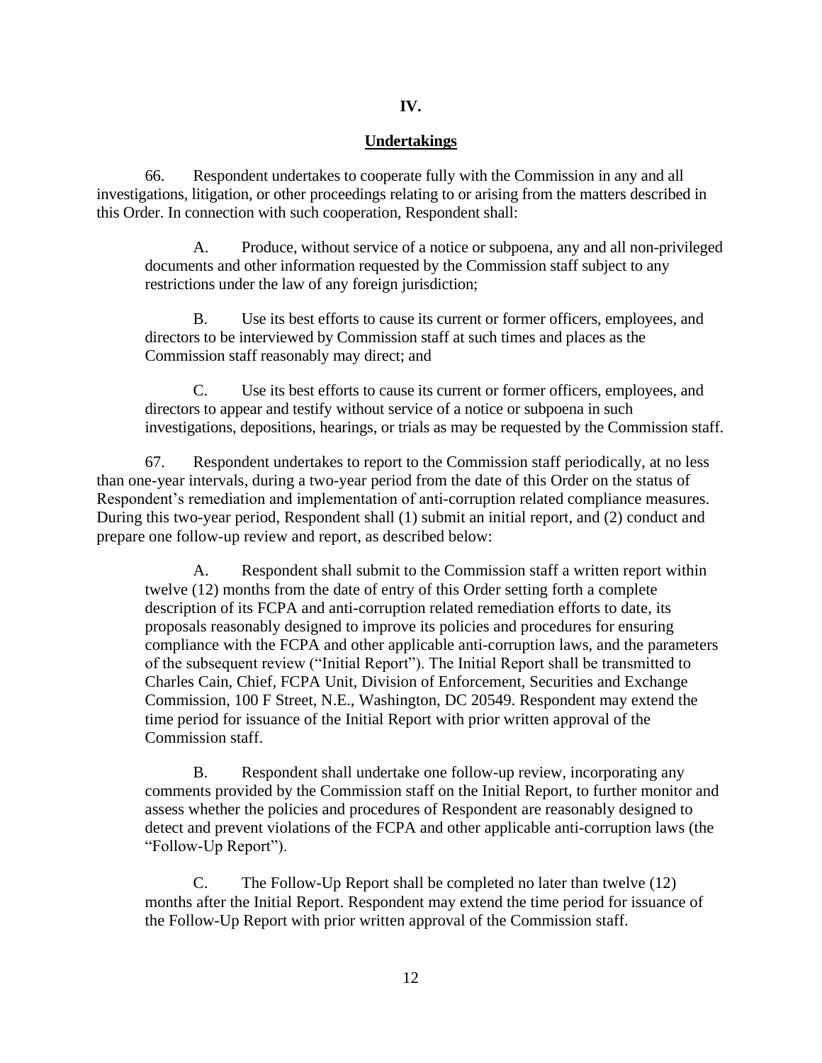## IV.

## Undertakings

66. Respondent undertakes to cooperate fully with the Commission in any and all investigations, litigation, or other proceedings relating to or arising from the matters described in this Order. In connection with such cooperation, Respondent shall:

A. Produce, without service of a notice or subpoena, any and all non-privileged documents and other information requested by the Commission staff subject to any restrictions under the law of any foreign jurisdiction;

B. Use its best efforts to cause its current or former officers, employees, and directors to be interviewed by Commission staff at such times and places as the Commission staff reasonably may direct; and

C. Use its best efforts to cause its current or former officers, employees, and directors to appear and testify without service of a notice or subpoena in such investigations, depositions, hearings, or trials as may be requested by the Commission staff.

67. Respondent undertakes to report to the Commission staff periodically, at no less than one-year intervals, during a two-year period from the date of this Order on the status of Respondent's remediation and implementation of anti-corruption related compliance measures. During this two-year period, Respondent shall (1) submit an initial report, and (2) conduct and prepare one follow-up review and report, as described below:

A. Respondent shall submit to the Commission staff a written report within twelve (12) months from the date of entry of this Order setting forth a complete description of its FCPA and anti-corruption related remediation efforts to date, its proposals reasonably designed to improve its policies and procedures for ensuring compliance with the FCPA and other applicable anti-corruption laws, and the parameters of the subsequent review ("Initial Report"). The Initial Report shall be transmitted to Charles Cain, Chief, FCPA Unit, Division of Enforcement, Securities and Exchange Commission, 100 F Street, N.E., Washington, DC 20549. Respondent may extend the time period for issuance of the Initial Report with prior written approval of the Commission staff.

B. Respondent shall undertake one follow-up review, incorporating any comments provided by the Commission staff on the Initial Report, to further monitor and assess whether the policies and procedures of Respondent are reasonably designed to detect and prevent violations of the FCPA and other applicable anti-corruption laws (the "Follow-Up Report").

C. The Follow-Up Report shall be completed no later than twelve (12) months after the Initial Report. Respondent may extend the time period for issuance of the Follow-Up Report with prior written approval of the Commission staff.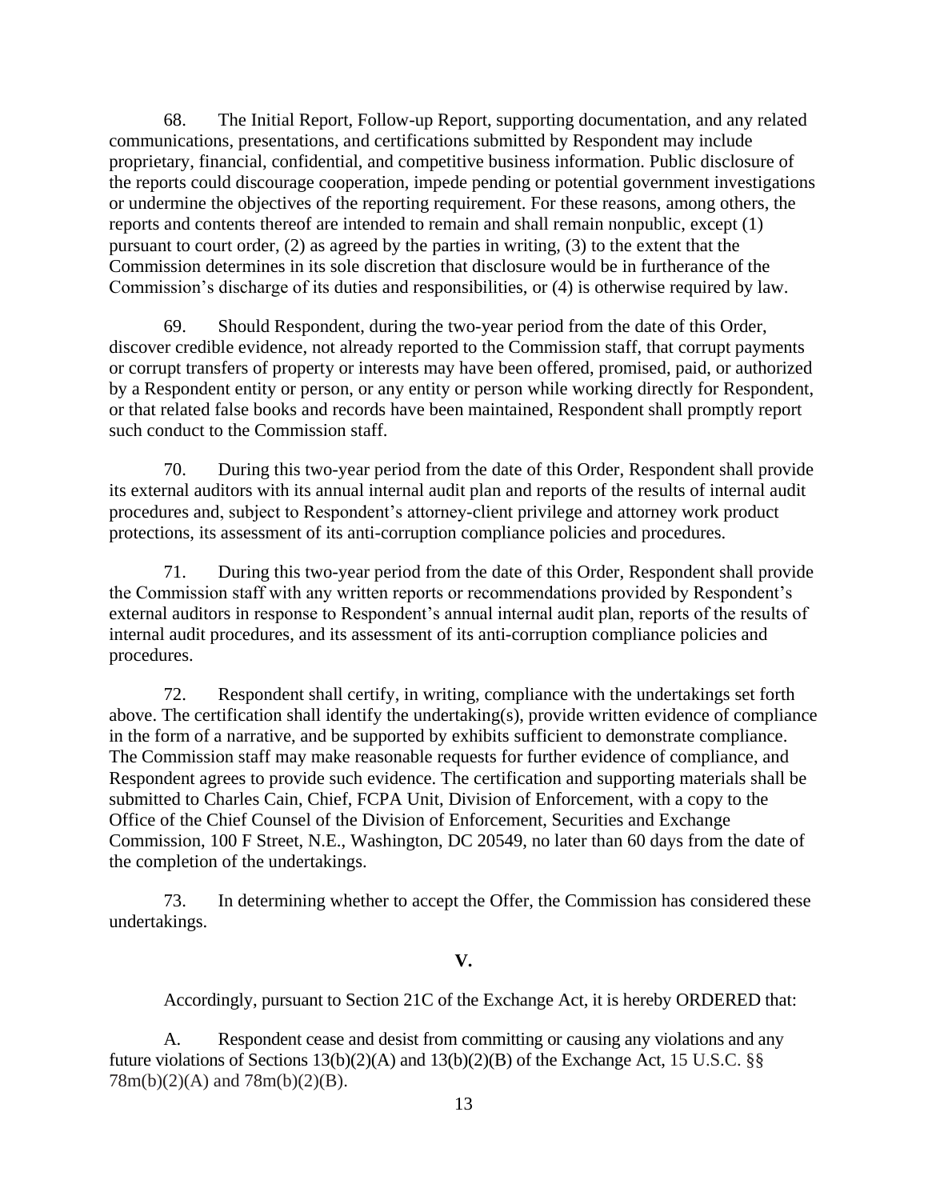68. The Initial Report, Follow-up Report, supporting documentation, and any related communications, presentations, and certifications submitted by Respondent may include proprietary, financial, confidential, and competitive business information. Public disclosure of the reports could discourage cooperation, impede pending or potential government investigations or undermine the objectives of the reporting requirement. For these reasons, among others, the reports and contents thereof are intended to remain and shall remain nonpublic, except (1) pursuant to court order, (2) as agreed by the parties in writing, (3) to the extent that the Commission determines in its sole discretion that disclosure would be in furtherance of the Commission's discharge of its duties and responsibilities, or (4) is otherwise required by law.

69. Should Respondent, during the two-year period from the date of this Order, discover credible evidence, not already reported to the Commission staff, that corrupt payments or corrupt transfers of property or interests may have been offered, promised, paid, or authorized by a Respondent entity or person, or any entity or person while working directly for Respondent, or that related false books and records have been maintained, Respondent shall promptly report such conduct to the Commission staff.

70. During this two-year period from the date of this Order, Respondent shall provide its external auditors with its annual internal audit plan and reports of the results of internal audit procedures and, subject to Respondent's attorney-client privilege and attorney work product protections, its assessment of its anti-corruption compliance policies and procedures.

71. During this two-year period from the date of this Order, Respondent shall provide the Commission staff with any written reports or recommendations provided by Respondent's external auditors in response to Respondent's annual internal audit plan, reports of the results of internal audit procedures, and its assessment of its anti-corruption compliance policies and procedures.

72. Respondent shall certify, in writing, compliance with the undertakings set forth above. The certification shall identify the undertaking(s), provide written evidence of compliance in the form of a narrative, and be supported by exhibits sufficient to demonstrate compliance. The Commission staff may make reasonable requests for further evidence of compliance, and Respondent agrees to provide such evidence. The certification and supporting materials shall be submitted to Charles Cain, Chief, FCPA Unit, Division of Enforcement, with a copy to the Office of the Chief Counsel of the Division of Enforcement, Securities and Exchange Commission, 100 F Street, N.E., Washington, DC 20549, no later than 60 days from the date of the completion of the undertakings.

73. In determining whether to accept the Offer, the Commission has considered these undertakings.

## V.

Accordingly, pursuant to Section 21C of the Exchange Act, it is hereby ORDERED that:

A. Respondent cease and desist from committing or causing any violations and any future violations of Sections 13(b)(2)(A) and 13(b)(2)(B) of the Exchange Act, 15 U.S.C. §§ 78m(b)(2)(A) and 78m(b)(2)(B).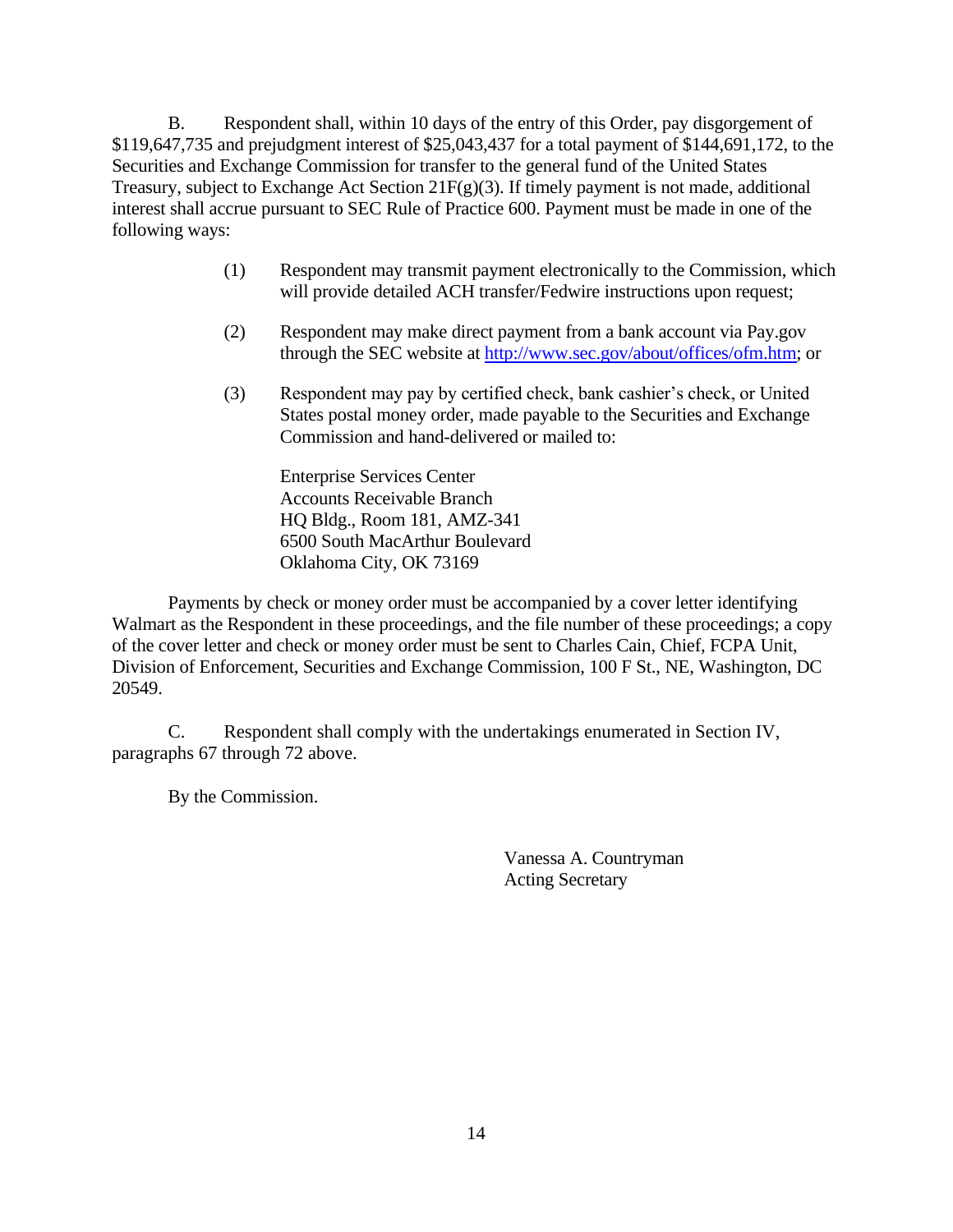B. Respondent shall, within 10 days of the entry of this Order, pay disgorgement of $119,647,735 and prejudgment interest of $25,043,437 for a total payment of $144,691,172, to the Securities and Exchange Commission for transfer to the general fund of the United States Treasury, subject to Exchange Act Section 21F(g)(3). If timely payment is not made, additional interest shall accrue pursuant to SEC Rule of Practice 600. Payment must be made in one of the following ways:

(1) Respondent may transmit payment electronically to the Commission, which will provide detailed ACH transfer/Fedwire instructions upon request;

(2) Respondent may make direct payment from a bank account via Pay.gov through the SEC website at http://www.sec.gov/about/offices/ofm.htm; or

(3) Respondent may pay by certified check, bank cashier's check, or United States postal money order, made payable to the Securities and Exchange Commission and hand-delivered or mailed to:

Enterprise Services Center
Accounts Receivable Branch
HQ Bldg., Room 181, AMZ-341
6500 South MacArthur Boulevard
Oklahoma City, OK 73169

Payments by check or money order must be accompanied by a cover letter identifying Walmart as the Respondent in these proceedings, and the file number of these proceedings; a copy of the cover letter and check or money order must be sent to Charles Cain, Chief, FCPA Unit, Division of Enforcement, Securities and Exchange Commission, 100 F St., NE, Washington, DC 20549.

C. Respondent shall comply with the undertakings enumerated in Section IV, paragraphs 67 through 72 above.

By the Commission.

Vanessa A. Countryman
Acting Secretary